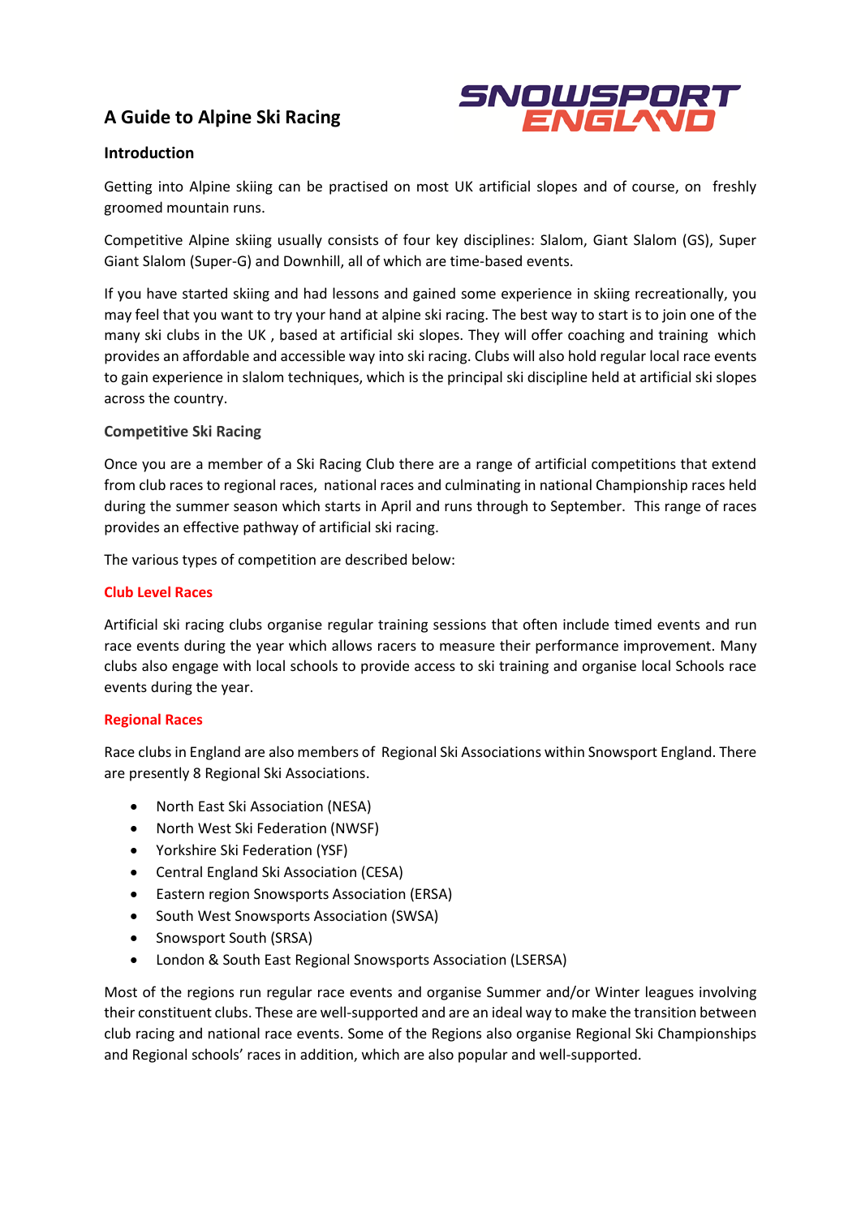# A Guide to Alpine Ski Racing

## Introduction

Getting into Alpine skiing can be practised on most UK artificial slopes and of course, on freshly groomed mountain runs.

Competitive Alpine skiing usually consists of four key disciplines: Slalom, Giant Slalom (GS), Super Giant Slalom (Super-G) and Downhill, all of which are time-based events.

If you have started skiing and had lessons and gained some experience in skiing recreationally, you may feel that you want to try your hand at alpine ski racing. The best way to start is to join one of the many ski clubs in the UK , based at artificial ski slopes. They will offer coaching and training which provides an affordable and accessible way into ski racing. Clubs will also hold regular local race events to gain experience in slalom techniques, which is the principal ski discipline held at artificial ski slopes across the country.

## Competitive Ski Racing

Once you are a member of a Ski Racing Club there are a range of artificial competitions that extend from club races to regional races, national races and culminating in national Championship races held during the summer season which starts in April and runs through to September. This range of races provides an effective pathway of artificial ski racing.

The various types of competition are described below:

### Club Level Races

Artificial ski racing clubs organise regular training sessions that often include timed events and run race events during the year which allows racers to measure their performance improvement. Many clubs also engage with local schools to provide access to ski training and organise local Schools race events during the year.

### Regional Races

Race clubs in England are also members of Regional Ski Associations within Snowsport England. There are presently 8 Regional Ski Associations.

- North East Ski Association (NESA)
- North West Ski Federation (NWSF)
- Yorkshire Ski Federation (YSF)
- Central England Ski Association (CESA)
- Eastern region Snowsports Association (ERSA)
- South West Snowsports Association (SWSA)
- Snowsport South (SRSA)
- London & South East Regional Snowsports Association (LSERSA)

Most of the regions run regular race events and organise Summer and/or Winter leagues involving their constituent clubs. These are well-supported and are an ideal way to make the transition between club racing and national race events. Some of the Regions also organise Regional Ski Championships and Regional schools' races in addition, which are also popular and well-supported.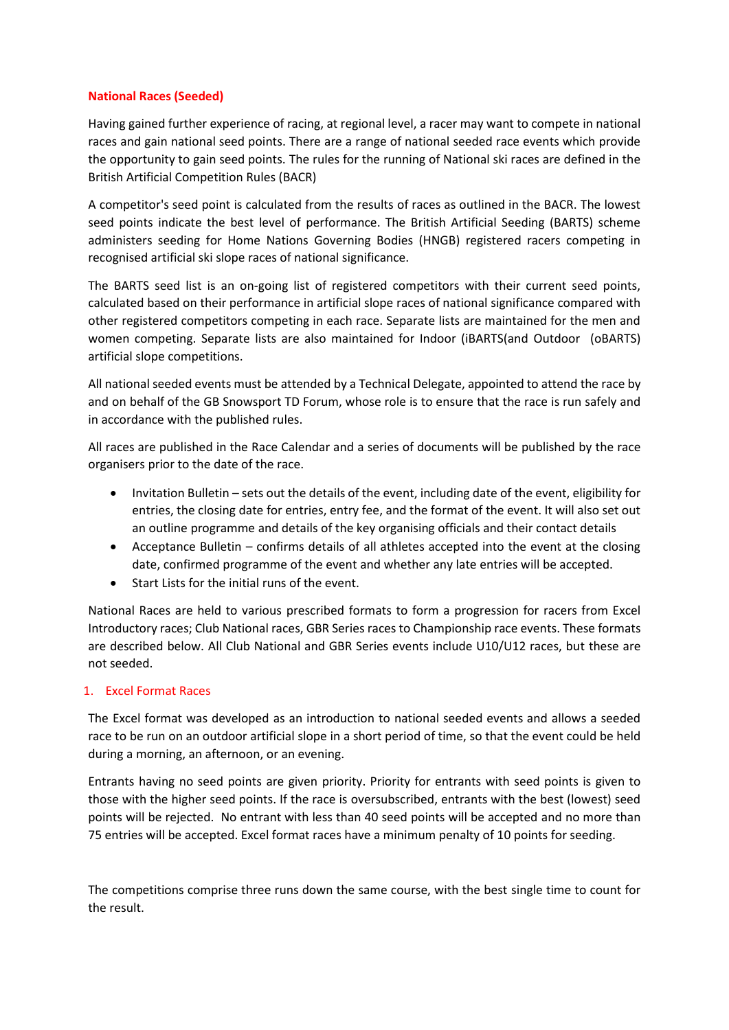**National Races (Seeded)**

Having gained further experience of racing, at regional level, a racer may want to compete in national races and gain national seed points. There are a range of national seeded race events which provide the opportunity to gain seed points. The rules for the running of National ski races are defined in the British Artificial Competition Rules (BACR)

A competitor's seed point is calculated from the results of races as outlined in the BACR. The lowest seed points indicate the best level of performance. The British Artificial Seeding (BARTS) scheme administers seeding for Home Nations Governing Bodies (HNGB) registered racers competing in recognised artificial ski slope races of national significance.

The BARTS seed list is an on-going list of registered competitors with their current seed points, calculated based on their performance in artificial slope races of national significance compared with other registered competitors competing in each race. Separate lists are maintained for the men and women competing. Separate lists are also maintained for Indoor (iBARTS(and Outdoor (oBARTS) artificial slope competitions.

All national seeded events must be attended by a Technical Delegate, appointed to attend the race by and on behalf of the GB Snowsport TD Forum, whose role is to ensure that the race is run safely and in accordance with the published rules.

All races are published in the Race Calendar and a series of documents will be published by the race organisers prior to the date of the race.

- Invitation Bulletin – sets out the details of the event, including date of the event, eligibility for entries, the closing date for entries, entry fee, and the format of the event. It will also set out an outline programme and details of the key organising officials and their contact details
- Acceptance Bulletin – confirms details of all athletes accepted into the event at the closing date, confirmed programme of the event and whether any late entries will be accepted.
- Start Lists for the initial runs of the event.

National Races are held to various prescribed formats to form a progression for racers from Excel Introductory races; Club National races, GBR Series races to Championship race events. These formats are described below. All Club National and GBR Series events include U10/U12 races, but these are not seeded.

## 1. Excel Format Races

The Excel format was developed as an introduction to national seeded events and allows a seeded race to be run on an outdoor artificial slope in a short period of time, so that the event could be held during a morning, an afternoon, or an evening.

Entrants having no seed points are given priority. Priority for entrants with seed points is given to those with the higher seed points. If the race is oversubscribed, entrants with the best (lowest) seed points will be rejected. No entrant with less than 40 seed points will be accepted and no more than 75 entries will be accepted. Excel format races have a minimum penalty of 10 points for seeding.

The competitions comprise three runs down the same course, with the best single time to count for the result.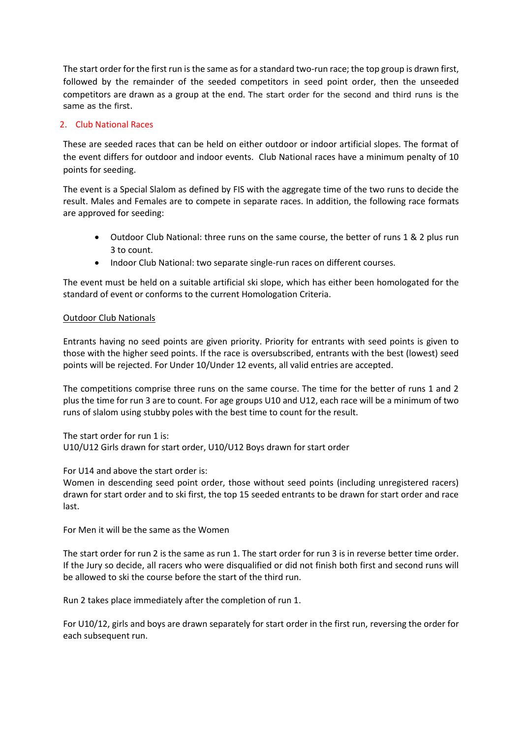The start order for the first run is the same as for a standard two-run race; the top group is drawn first, followed by the remainder of the seeded competitors in seed point order, then the unseeded competitors are drawn as a group at the end. The start order for the second and third runs is the same as the first.

## 2. Club National Races

These are seeded races that can be held on either outdoor or indoor artificial slopes. The format of the event differs for outdoor and indoor events. Club National races have a minimum penalty of 10 points for seeding.

The event is a Special Slalom as defined by FIS with the aggregate time of the two runs to decide the result. Males and Females are to compete in separate races. In addition, the following race formats are approved for seeding:

- Outdoor Club National: three runs on the same course, the better of runs 1 & 2 plus run 3 to count.
- Indoor Club National: two separate single-run races on different courses.

The event must be held on a suitable artificial ski slope, which has either been homologated for the standard of event or conforms to the current Homologation Criteria.

### Outdoor Club Nationals

Entrants having no seed points are given priority. Priority for entrants with seed points is given to those with the higher seed points. If the race is oversubscribed, entrants with the best (lowest) seed points will be rejected. For Under 10/Under 12 events, all valid entries are accepted.

The competitions comprise three runs on the same course. The time for the better of runs 1 and 2 plus the time for run 3 are to count. For age groups U10 and U12, each race will be a minimum of two runs of slalom using stubby poles with the best time to count for the result.

The start order for run 1 is:
U10/U12 Girls drawn for start order, U10/U12 Boys drawn for start order

For U14 and above the start order is:
Women in descending seed point order, those without seed points (including unregistered racers) drawn for start order and to ski first, the top 15 seeded entrants to be drawn for start order and race last.

For Men it will be the same as the Women

The start order for run 2 is the same as run 1. The start order for run 3 is in reverse better time order. If the Jury so decide, all racers who were disqualified or did not finish both first and second runs will be allowed to ski the course before the start of the third run.

Run 2 takes place immediately after the completion of run 1.

For U10/12, girls and boys are drawn separately for start order in the first run, reversing the order for each subsequent run.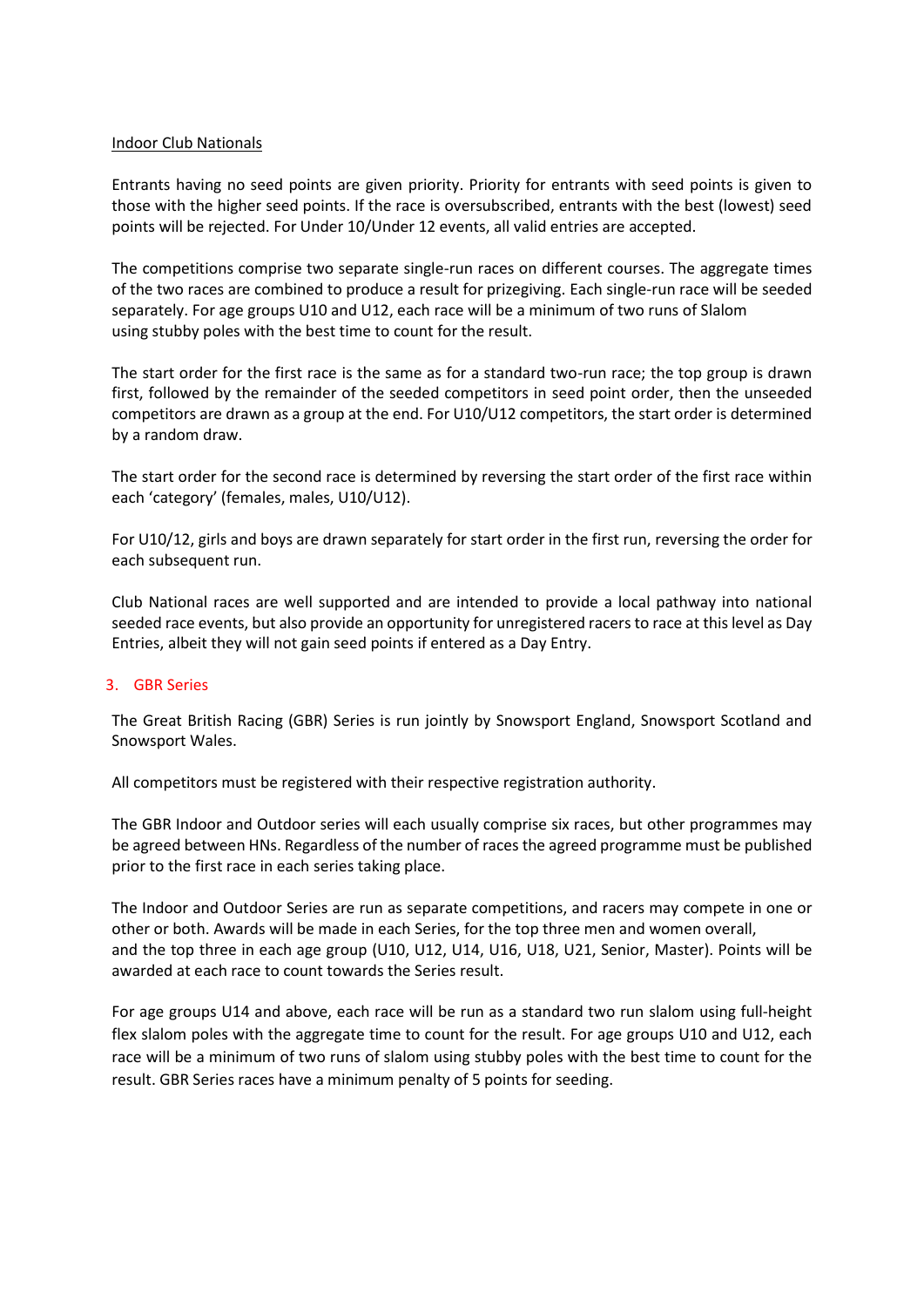Indoor Club Nationals

Entrants having no seed points are given priority. Priority for entrants with seed points is given to those with the higher seed points. If the race is oversubscribed, entrants with the best (lowest) seed points will be rejected. For Under 10/Under 12 events, all valid entries are accepted.

The competitions comprise two separate single-run races on different courses. The aggregate times of the two races are combined to produce a result for prizegiving. Each single-run race will be seeded separately. For age groups U10 and U12, each race will be a minimum of two runs of Slalom using stubby poles with the best time to count for the result.

The start order for the first race is the same as for a standard two-run race; the top group is drawn first, followed by the remainder of the seeded competitors in seed point order, then the unseeded competitors are drawn as a group at the end. For U10/U12 competitors, the start order is determined by a random draw.

The start order for the second race is determined by reversing the start order of the first race within each 'category' (females, males, U10/U12).

For U10/12, girls and boys are drawn separately for start order in the first run, reversing the order for each subsequent run.

Club National races are well supported and are intended to provide a local pathway into national seeded race events, but also provide an opportunity for unregistered racers to race at this level as Day Entries, albeit they will not gain seed points if entered as a Day Entry.

## 3. GBR Series

The Great British Racing (GBR) Series is run jointly by Snowsport England, Snowsport Scotland and Snowsport Wales.

All competitors must be registered with their respective registration authority.

The GBR Indoor and Outdoor series will each usually comprise six races, but other programmes may be agreed between HNs. Regardless of the number of races the agreed programme must be published prior to the first race in each series taking place.

The Indoor and Outdoor Series are run as separate competitions, and racers may compete in one or other or both. Awards will be made in each Series, for the top three men and women overall, and the top three in each age group (U10, U12, U14, U16, U18, U21, Senior, Master). Points will be awarded at each race to count towards the Series result.

For age groups U14 and above, each race will be run as a standard two run slalom using full-height flex slalom poles with the aggregate time to count for the result. For age groups U10 and U12, each race will be a minimum of two runs of slalom using stubby poles with the best time to count for the result. GBR Series races have a minimum penalty of 5 points for seeding.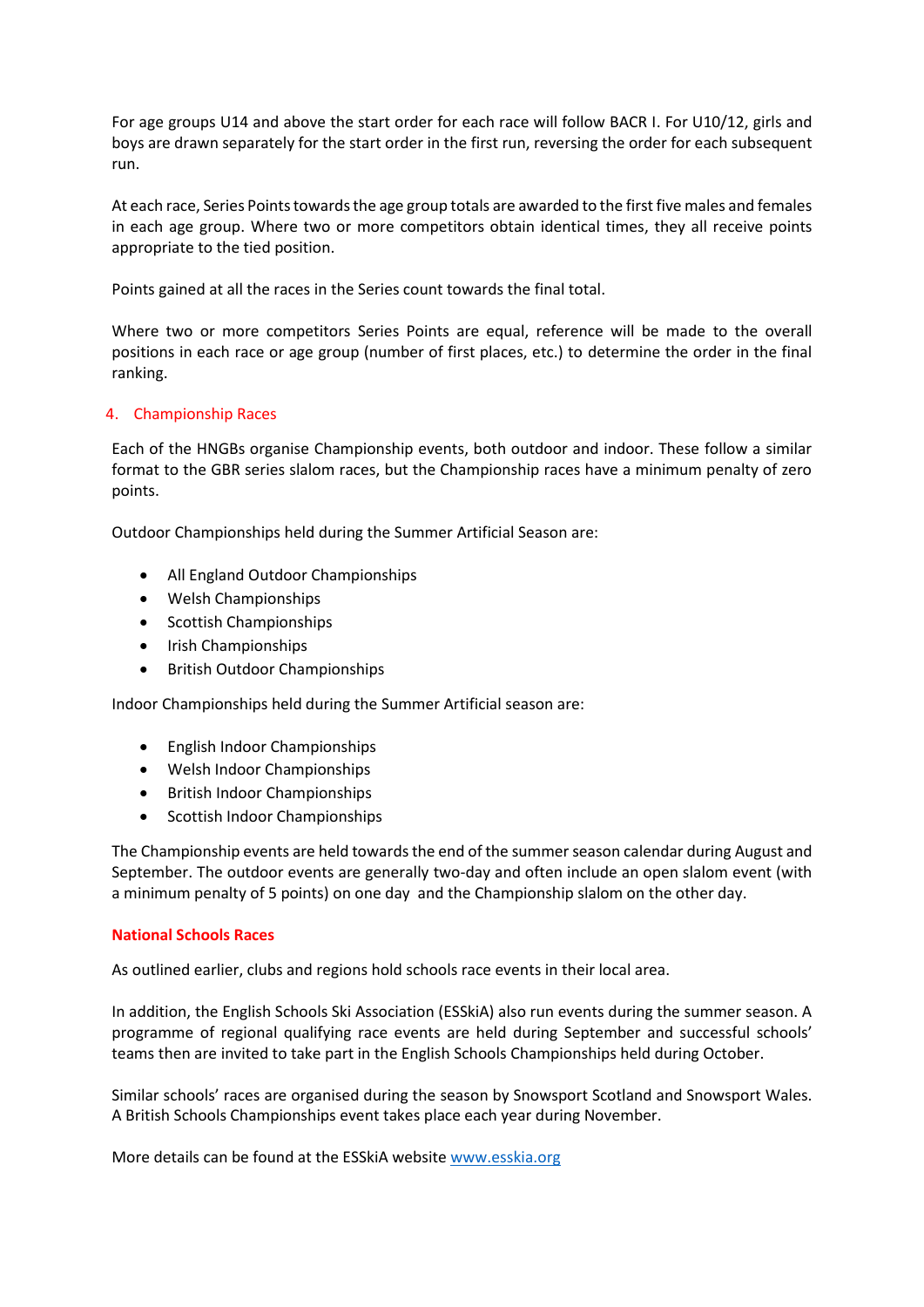For age groups U14 and above the start order for each race will follow BACR I. For U10/12, girls and boys are drawn separately for the start order in the first run, reversing the order for each subsequent run.

At each race, Series Points towards the age group totals are awarded to the first five males and females in each age group. Where two or more competitors obtain identical times, they all receive points appropriate to the tied position.

Points gained at all the races in the Series count towards the final total.

Where two or more competitors Series Points are equal, reference will be made to the overall positions in each race or age group (number of first places, etc.) to determine the order in the final ranking.

## 4. Championship Races

Each of the HNGBs organise Championship events, both outdoor and indoor. These follow a similar format to the GBR series slalom races, but the Championship races have a minimum penalty of zero points.

Outdoor Championships held during the Summer Artificial Season are:

- All England Outdoor Championships
- Welsh Championships
- Scottish Championships
- Irish Championships
- British Outdoor Championships

Indoor Championships held during the Summer Artificial season are:

- English Indoor Championships
- Welsh Indoor Championships
- British Indoor Championships
- Scottish Indoor Championships

The Championship events are held towards the end of the summer season calendar during August and September. The outdoor events are generally two-day and often include an open slalom event (with a minimum penalty of 5 points) on one day and the Championship slalom on the other day.

### National Schools Races

As outlined earlier, clubs and regions hold schools race events in their local area.

In addition, the English Schools Ski Association (ESSkiA) also run events during the summer season. A programme of regional qualifying race events are held during September and successful schools' teams then are invited to take part in the English Schools Championships held during October.

Similar schools' races are organised during the season by Snowsport Scotland and Snowsport Wales. A British Schools Championships event takes place each year during November.

More details can be found at the ESSkiA website www.esskia.org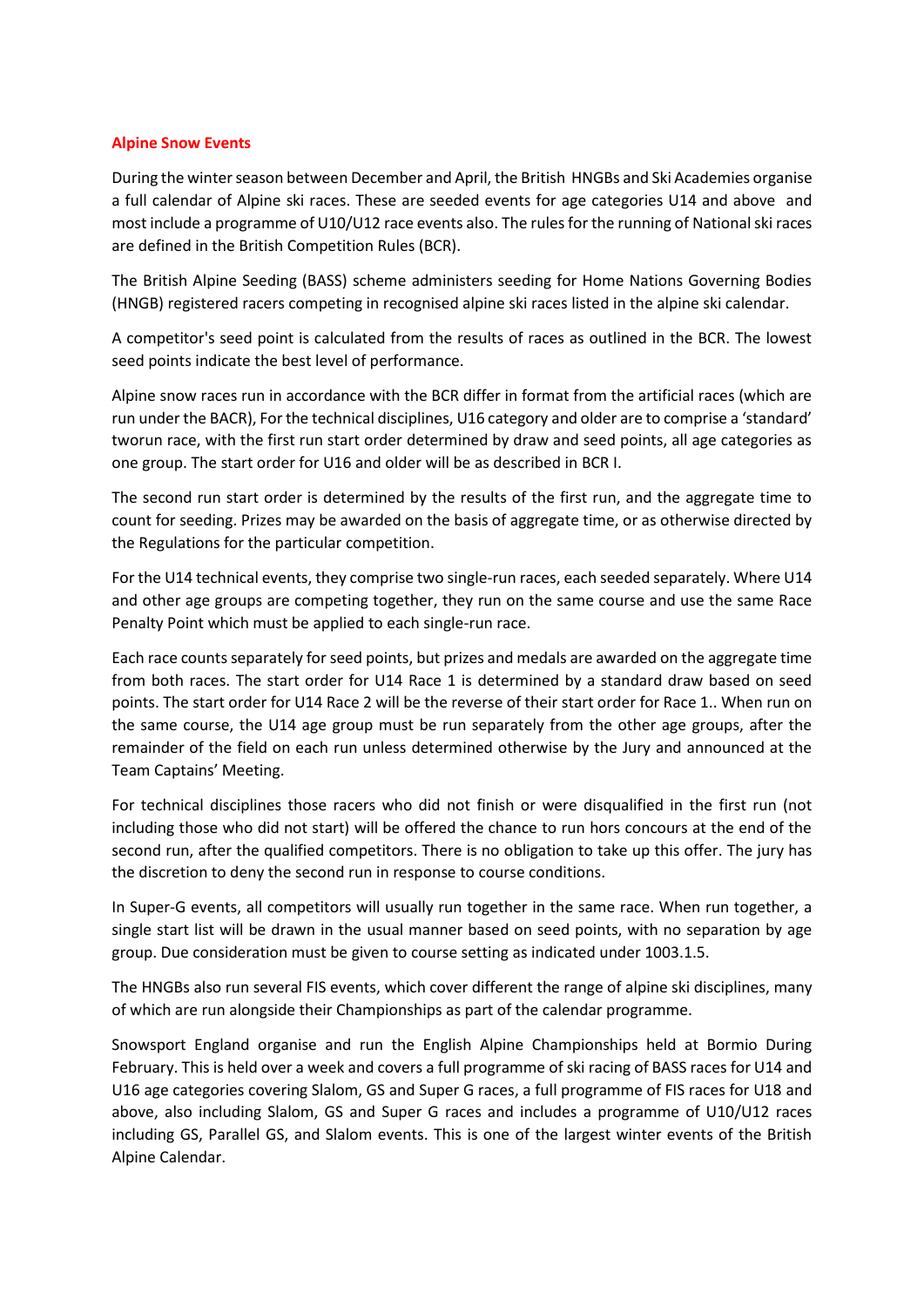## Alpine Snow Events

During the winter season between December and April, the British HNGBs and Ski Academies organise a full calendar of Alpine ski races. These are seeded events for age categories U14 and above and most include a programme of U10/U12 race events also. The rules for the running of National ski races are defined in the British Competition Rules (BCR).

The British Alpine Seeding (BASS) scheme administers seeding for Home Nations Governing Bodies (HNGB) registered racers competing in recognised alpine ski races listed in the alpine ski calendar.

A competitor's seed point is calculated from the results of races as outlined in the BCR. The lowest seed points indicate the best level of performance.

Alpine snow races run in accordance with the BCR differ in format from the artificial races (which are run under the BACR), For the technical disciplines, U16 category and older are to comprise a 'standard' tworun race, with the first run start order determined by draw and seed points, all age categories as one group. The start order for U16 and older will be as described in BCR I.

The second run start order is determined by the results of the first run, and the aggregate time to count for seeding. Prizes may be awarded on the basis of aggregate time, or as otherwise directed by the Regulations for the particular competition.

For the U14 technical events, they comprise two single-run races, each seeded separately. Where U14 and other age groups are competing together, they run on the same course and use the same Race Penalty Point which must be applied to each single-run race.

Each race counts separately for seed points, but prizes and medals are awarded on the aggregate time from both races. The start order for U14 Race 1 is determined by a standard draw based on seed points. The start order for U14 Race 2 will be the reverse of their start order for Race 1.. When run on the same course, the U14 age group must be run separately from the other age groups, after the remainder of the field on each run unless determined otherwise by the Jury and announced at the Team Captains' Meeting.

For technical disciplines those racers who did not finish or were disqualified in the first run (not including those who did not start) will be offered the chance to run hors concours at the end of the second run, after the qualified competitors. There is no obligation to take up this offer. The jury has the discretion to deny the second run in response to course conditions.

In Super-G events, all competitors will usually run together in the same race. When run together, a single start list will be drawn in the usual manner based on seed points, with no separation by age group. Due consideration must be given to course setting as indicated under 1003.1.5.

The HNGBs also run several FIS events, which cover different the range of alpine ski disciplines, many of which are run alongside their Championships as part of the calendar programme.

Snowsport England organise and run the English Alpine Championships held at Bormio During February. This is held over a week and covers a full programme of ski racing of BASS races for U14 and U16 age categories covering Slalom, GS and Super G races, a full programme of FIS races for U18 and above, also including Slalom, GS and Super G races and includes a programme of U10/U12 races including GS, Parallel GS, and Slalom events. This is one of the largest winter events of the British Alpine Calendar.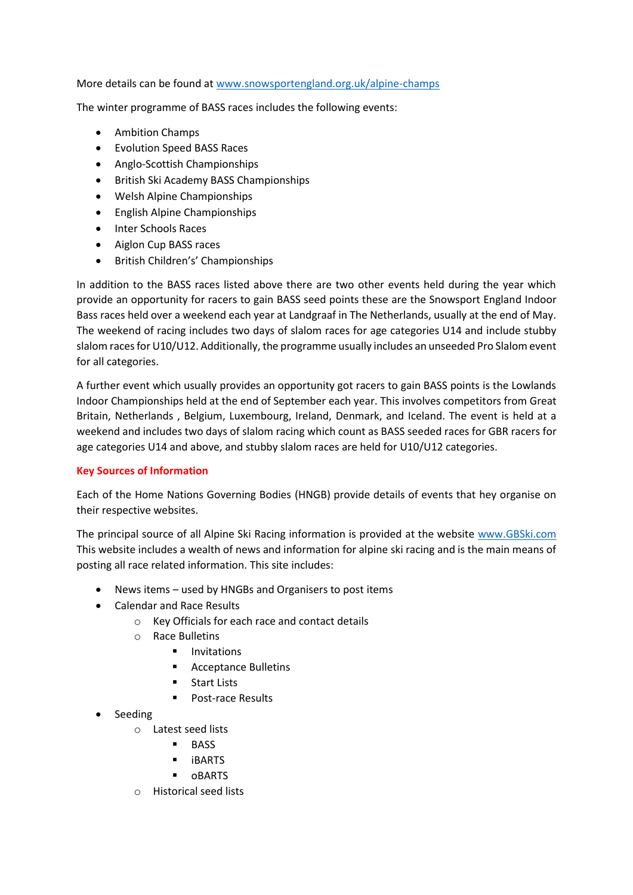More details can be found at [www.snowsportengland.org.uk/alpine-champs](http://www.snowsportengland.org.uk/alpine-champs)

The winter programme of BASS races includes the following events:

- Ambition Champs
- Evolution Speed BASS Races
- Anglo-Scottish Championships
- British Ski Academy BASS Championships
- Welsh Alpine Championships
- English Alpine Championships
- Inter Schools Races
- Aiglon Cup BASS races
- British Children's' Championships

In addition to the BASS races listed above there are two other events held during the year which provide an opportunity for racers to gain BASS seed points these are the Snowsport England Indoor Bass races held over a weekend each year at Landgraaf in The Netherlands, usually at the end of May. The weekend of racing includes two days of slalom races for age categories U14 and include stubby slalom races for U10/U12. Additionally, the programme usually includes an unseeded Pro Slalom event for all categories.

A further event which usually provides an opportunity got racers to gain BASS points is the Lowlands Indoor Championships held at the end of September each year. This involves competitors from Great Britain, Netherlands , Belgium, Luxembourg, Ireland, Denmark, and Iceland. The event is held at a weekend and includes two days of slalom racing which count as BASS seeded races for GBR racers for age categories U14 and above, and stubby slalom races are held for U10/U12 categories.

## Key Sources of Information

Each of the Home Nations Governing Bodies (HNGB) provide details of events that hey organise on their respective websites.

The principal source of all Alpine Ski Racing information is provided at the website [www.GBSki.com](http://www.GBSki.com) This website includes a wealth of news and information for alpine ski racing and is the main means of posting all race related information. This site includes:

- News items – used by HNGBs and Organisers to post items
- Calendar and Race Results
  - Key Officials for each race and contact details
  - Race Bulletins
    - Invitations
    - Acceptance Bulletins
    - Start Lists
    - Post-race Results
- Seeding
  - Latest seed lists
    - BASS
    - iBARTS
    - oBARTS
  - Historical seed lists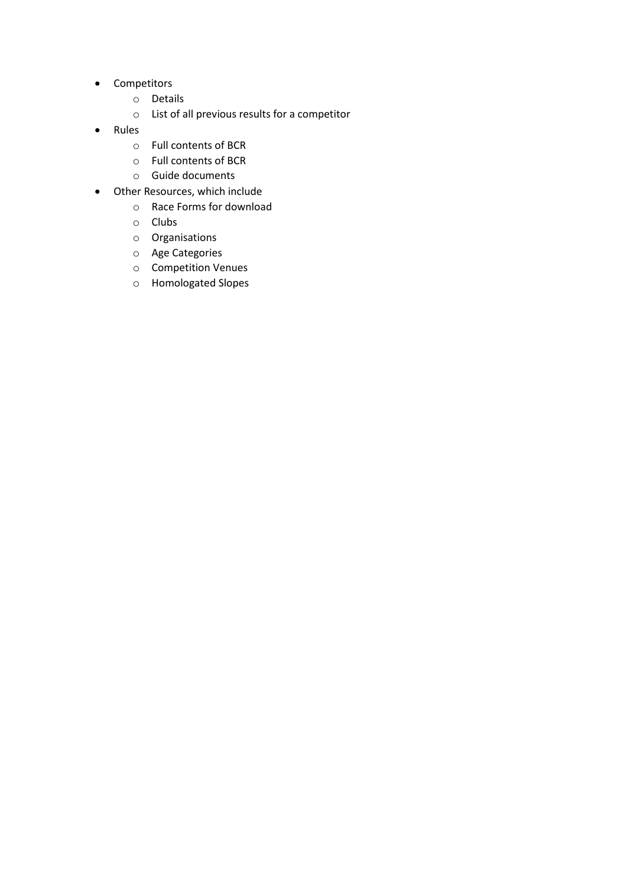- Competitors
  - Details
  - List of all previous results for a competitor
- Rules
  - Full contents of BCR
  - Full contents of BCR
  - Guide documents
- Other Resources, which include
  - Race Forms for download
  - Clubs
  - Organisations
  - Age Categories
  - Competition Venues
  - Homologated Slopes